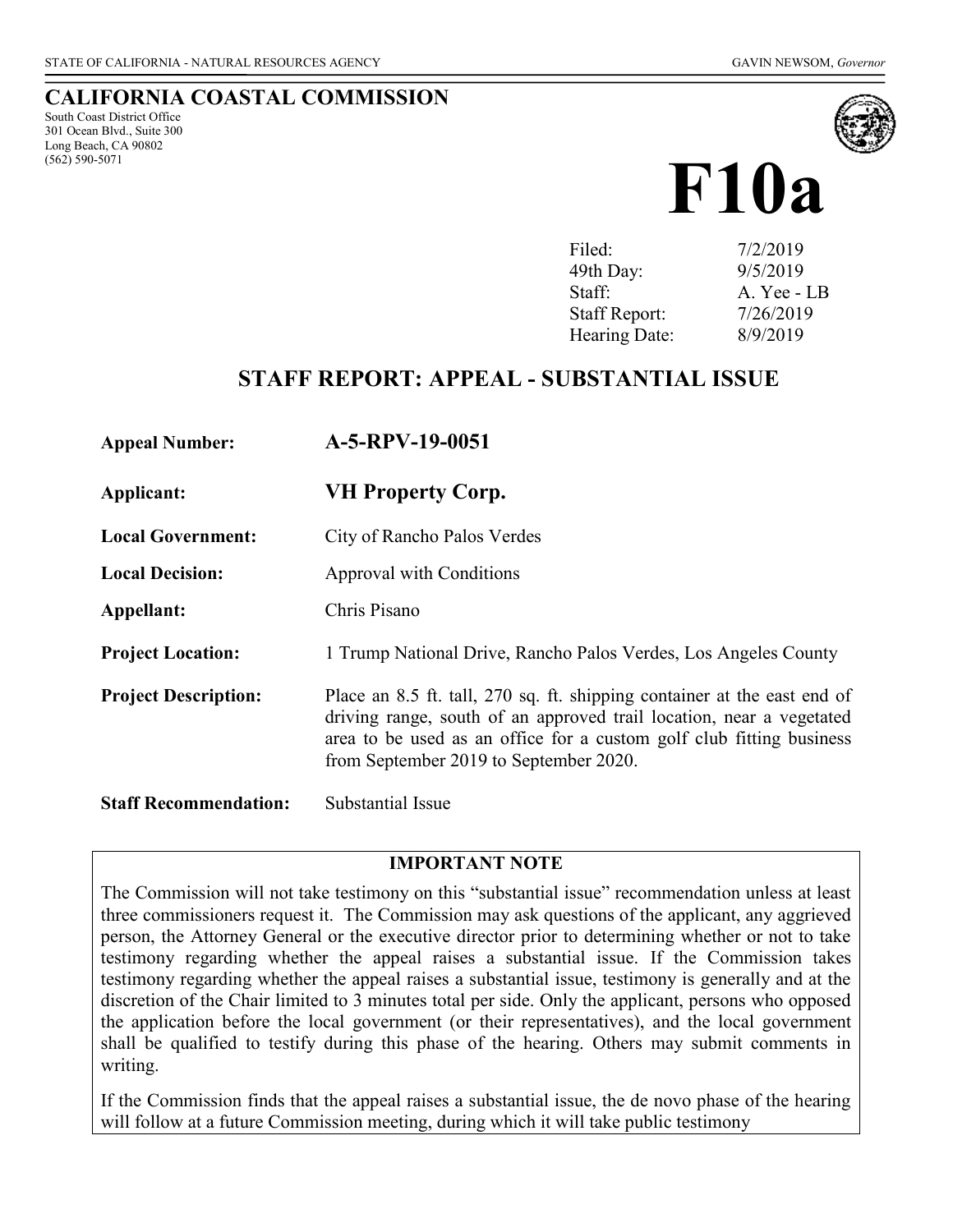STATE OF CALIFORNIA - NATURAL RESOURCES AGENCY

GAVIN NEWSOM, *Governor*

# CALIFORNIA COASTAL COMMISSION

South Coast District Office
301 Ocean Blvd., Suite 300
Long Beach, CA 90802
(562) 590-5071

# F10a

| | |
|---|---|
| Filed: | 7/2/2019 |
| 49th Day: | 9/5/2019 |
| Staff: | A. Yee - LB |
| Staff Report: | 7/26/2019 |
| Hearing Date: | 8/9/2019 |

## STAFF REPORT: APPEAL - SUBSTANTIAL ISSUE

**Appeal Number:** **A-5-RPV-19-0051**

**Applicant:** **VH Property Corp.**

**Local Government:** City of Rancho Palos Verdes

**Local Decision:** Approval with Conditions

**Appellant:** Chris Pisano

**Project Location:** 1 Trump National Drive, Rancho Palos Verdes, Los Angeles County

**Project Description:** Place an 8.5 ft. tall, 270 sq. ft. shipping container at the east end of driving range, south of an approved trail location, near a vegetated area to be used as an office for a custom golf club fitting business from September 2019 to September 2020.

**Staff Recommendation:** Substantial Issue

**IMPORTANT NOTE**

The Commission will not take testimony on this "substantial issue" recommendation unless at least three commissioners request it. The Commission may ask questions of the applicant, any aggrieved person, the Attorney General or the executive director prior to determining whether or not to take testimony regarding whether the appeal raises a substantial issue. If the Commission takes testimony regarding whether the appeal raises a substantial issue, testimony is generally and at the discretion of the Chair limited to 3 minutes total per side. Only the applicant, persons who opposed the application before the local government (or their representatives), and the local government shall be qualified to testify during this phase of the hearing. Others may submit comments in writing.

If the Commission finds that the appeal raises a substantial issue, the de novo phase of the hearing will follow at a future Commission meeting, during which it will take public testimony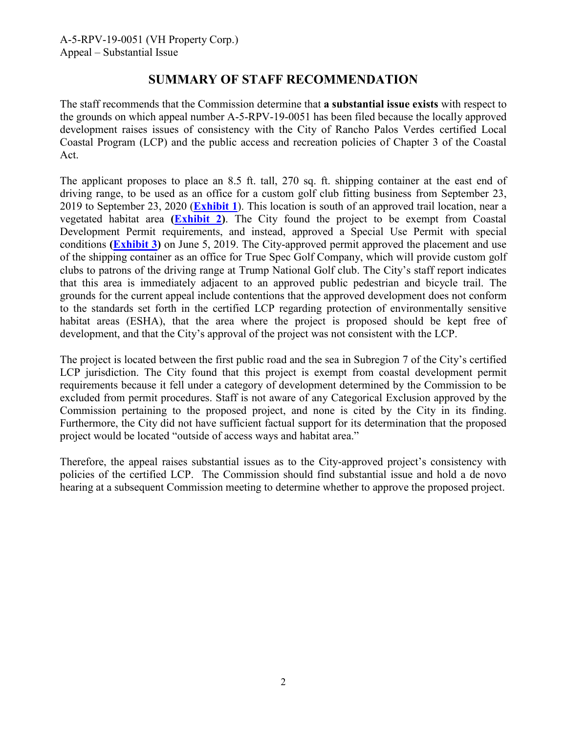## SUMMARY OF STAFF RECOMMENDATION

The staff recommends that the Commission determine that **a substantial issue exists** with respect to the grounds on which appeal number A-5-RPV-19-0051 has been filed because the locally approved development raises issues of consistency with the City of Rancho Palos Verdes certified Local Coastal Program (LCP) and the public access and recreation policies of Chapter 3 of the Coastal Act.

The applicant proposes to place an 8.5 ft. tall, 270 sq. ft. shipping container at the east end of driving range, to be used as an office for a custom golf club fitting business from September 23, 2019 to September 23, 2020 (**Exhibit 1**). This location is south of an approved trail location, near a vegetated habitat area (**Exhibit 2**). The City found the project to be exempt from Coastal Development Permit requirements, and instead, approved a Special Use Permit with special conditions (**Exhibit 3**) on June 5, 2019. The City-approved permit approved the placement and use of the shipping container as an office for True Spec Golf Company, which will provide custom golf clubs to patrons of the driving range at Trump National Golf club. The City's staff report indicates that this area is immediately adjacent to an approved public pedestrian and bicycle trail. The grounds for the current appeal include contentions that the approved development does not conform to the standards set forth in the certified LCP regarding protection of environmentally sensitive habitat areas (ESHA), that the area where the project is proposed should be kept free of development, and that the City's approval of the project was not consistent with the LCP.

The project is located between the first public road and the sea in Subregion 7 of the City's certified LCP jurisdiction. The City found that this project is exempt from coastal development permit requirements because it fell under a category of development determined by the Commission to be excluded from permit procedures. Staff is not aware of any Categorical Exclusion approved by the Commission pertaining to the proposed project, and none is cited by the City in its finding. Furthermore, the City did not have sufficient factual support for its determination that the proposed project would be located "outside of access ways and habitat area."

Therefore, the appeal raises substantial issues as to the City-approved project's consistency with policies of the certified LCP. The Commission should find substantial issue and hold a de novo hearing at a subsequent Commission meeting to determine whether to approve the proposed project.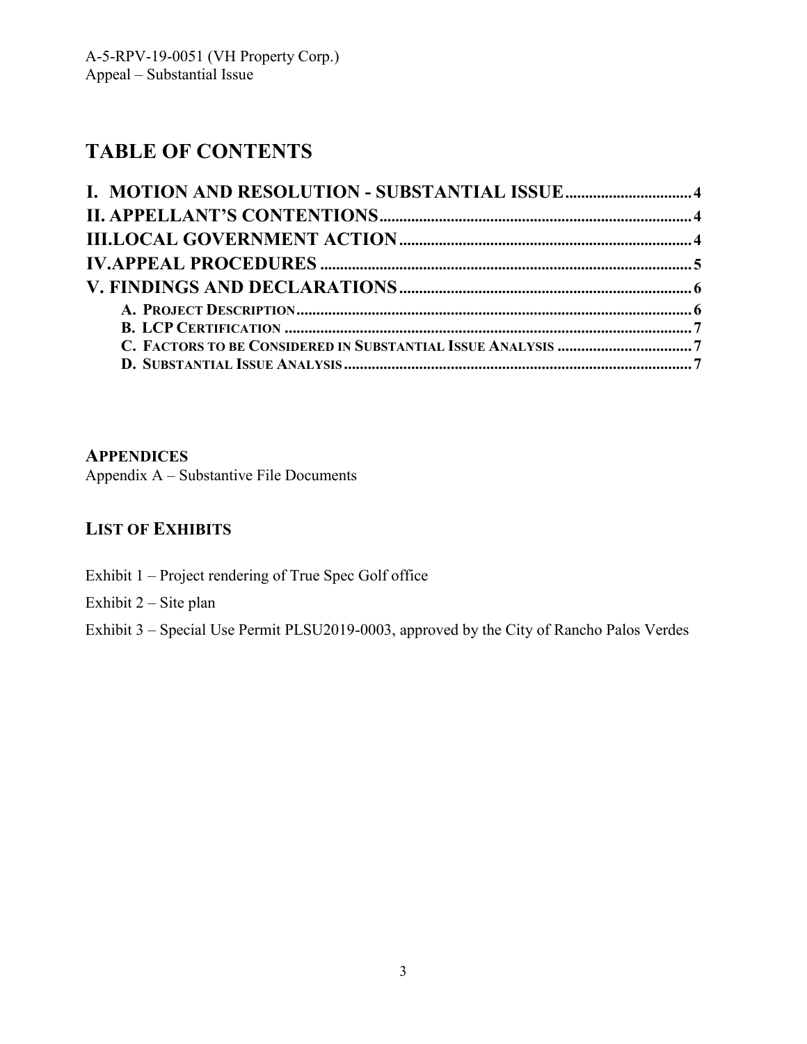# TABLE OF CONTENTS

**I. MOTION AND RESOLUTION - SUBSTANTIAL ISSUE** .......... 4
**II. APPELLANT'S CONTENTIONS** .......... 4
**III. LOCAL GOVERNMENT ACTION** .......... 4
**IV. APPEAL PROCEDURES** .......... 5
**V. FINDINGS AND DECLARATIONS** .......... 6
- **A. PROJECT DESCRIPTION** .......... 6
- **B. LCP CERTIFICATION** .......... 7
- **C. FACTORS TO BE CONSIDERED IN SUBSTANTIAL ISSUE ANALYSIS** .......... 7
- **D. SUBSTANTIAL ISSUE ANALYSIS** .......... 7

**APPENDICES**

Appendix A – Substantive File Documents

**LIST OF EXHIBITS**

Exhibit 1 – Project rendering of True Spec Golf office

Exhibit 2 – Site plan

Exhibit 3 – Special Use Permit PLSU2019-0003, approved by the City of Rancho Palos Verdes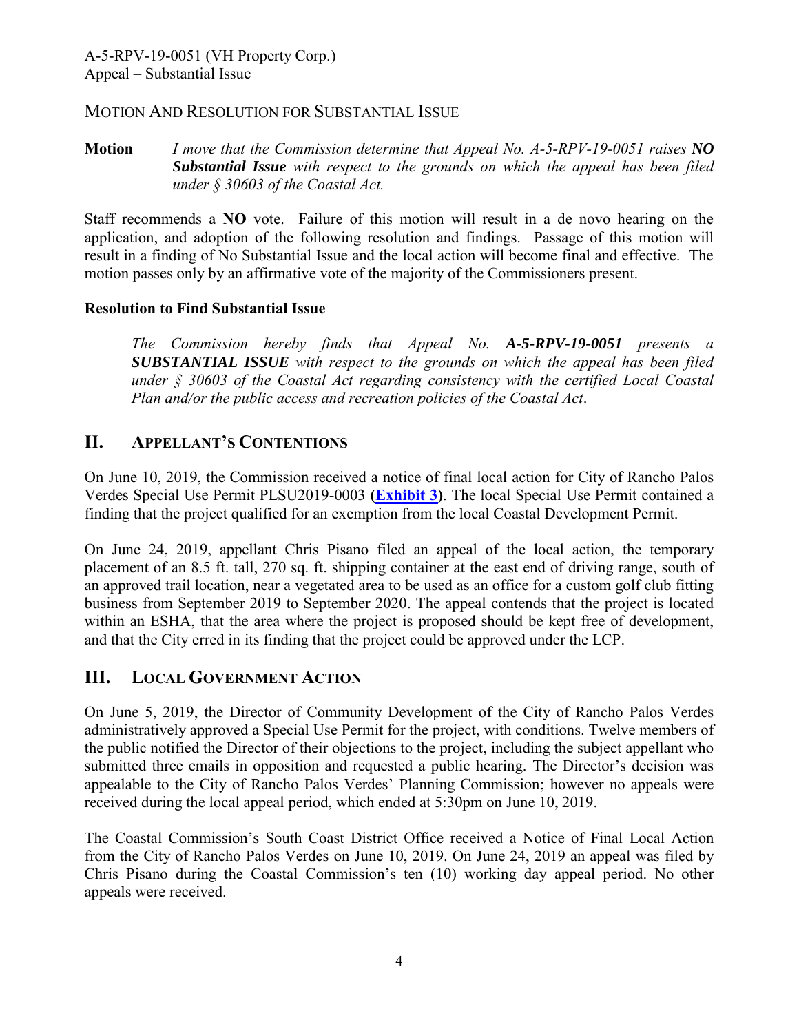## Motion And Resolution for Substantial Issue

**Motion** *I move that the Commission determine that Appeal No. A-5-RPV-19-0051 raises **NO Substantial Issue** with respect to the grounds on which the appeal has been filed under § 30603 of the Coastal Act.*

Staff recommends a **NO** vote. Failure of this motion will result in a de novo hearing on the application, and adoption of the following resolution and findings. Passage of this motion will result in a finding of No Substantial Issue and the local action will become final and effective. The motion passes only by an affirmative vote of the majority of the Commissioners present.

**Resolution to Find Substantial Issue**

> *The Commission hereby finds that Appeal No. **A-5-RPV-19-0051** presents a **SUBSTANTIAL ISSUE** with respect to the grounds on which the appeal has been filed under § 30603 of the Coastal Act regarding consistency with the certified Local Coastal Plan and/or the public access and recreation policies of the Coastal Act.*

## II. Appellant's Contentions

On June 10, 2019, the Commission received a notice of final local action for City of Rancho Palos Verdes Special Use Permit PLSU2019-0003 **(Exhibit 3)**. The local Special Use Permit contained a finding that the project qualified for an exemption from the local Coastal Development Permit.

On June 24, 2019, appellant Chris Pisano filed an appeal of the local action, the temporary placement of an 8.5 ft. tall, 270 sq. ft. shipping container at the east end of driving range, south of an approved trail location, near a vegetated area to be used as an office for a custom golf club fitting business from September 2019 to September 2020. The appeal contends that the project is located within an ESHA, that the area where the project is proposed should be kept free of development, and that the City erred in its finding that the project could be approved under the LCP.

## III. Local Government Action

On June 5, 2019, the Director of Community Development of the City of Rancho Palos Verdes administratively approved a Special Use Permit for the project, with conditions. Twelve members of the public notified the Director of their objections to the project, including the subject appellant who submitted three emails in opposition and requested a public hearing. The Director's decision was appealable to the City of Rancho Palos Verdes' Planning Commission; however no appeals were received during the local appeal period, which ended at 5:30pm on June 10, 2019.

The Coastal Commission's South Coast District Office received a Notice of Final Local Action from the City of Rancho Palos Verdes on June 10, 2019. On June 24, 2019 an appeal was filed by Chris Pisano during the Coastal Commission's ten (10) working day appeal period. No other appeals were received.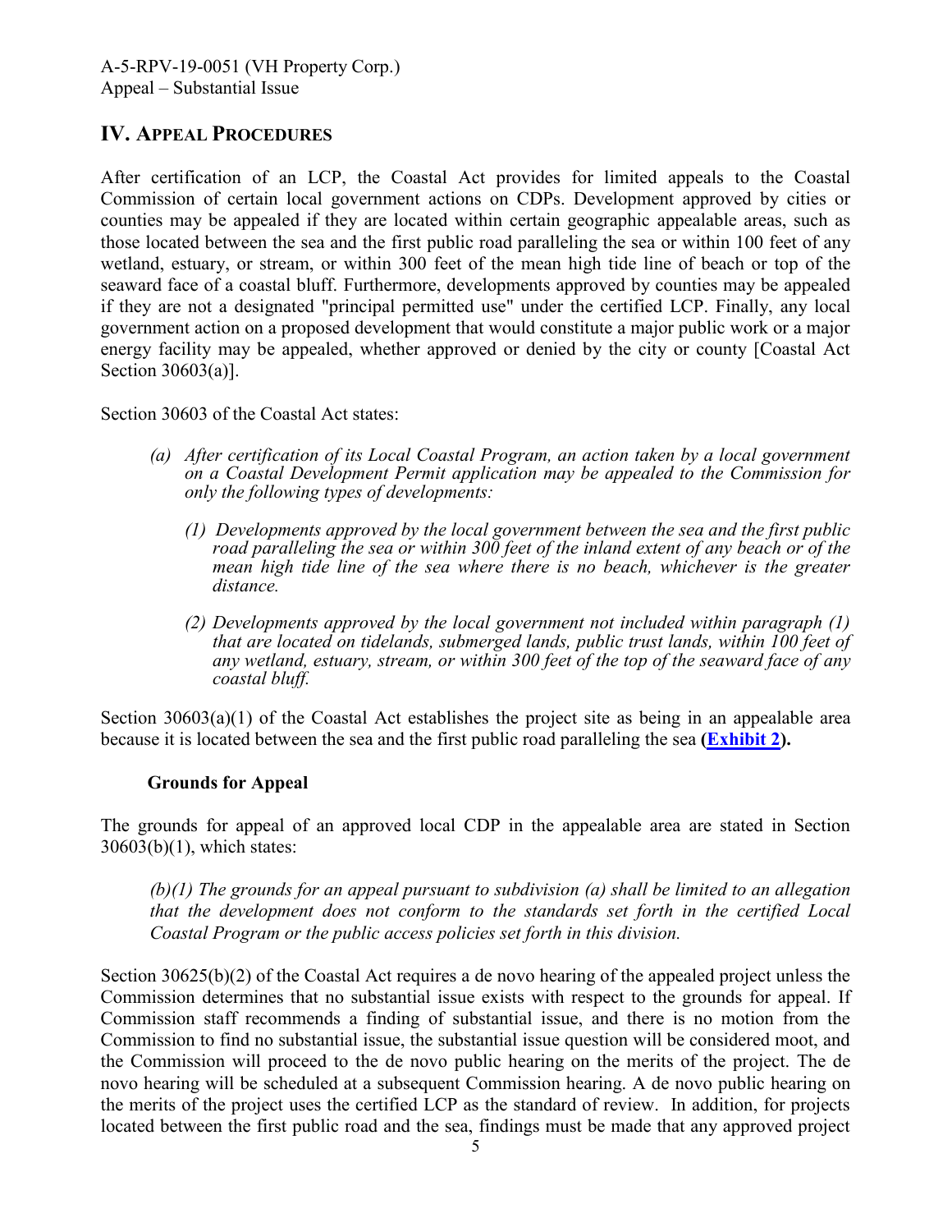## IV. Appeal Procedures

After certification of an LCP, the Coastal Act provides for limited appeals to the Coastal Commission of certain local government actions on CDPs. Development approved by cities or counties may be appealed if they are located within certain geographic appealable areas, such as those located between the sea and the first public road paralleling the sea or within 100 feet of any wetland, estuary, or stream, or within 300 feet of the mean high tide line of beach or top of the seaward face of a coastal bluff. Furthermore, developments approved by counties may be appealed if they are not a designated "principal permitted use" under the certified LCP. Finally, any local government action on a proposed development that would constitute a major public work or a major energy facility may be appealed, whether approved or denied by the city or county [Coastal Act Section 30603(a)].

Section 30603 of the Coastal Act states:

> *(a) After certification of its Local Coastal Program, an action taken by a local government on a Coastal Development Permit application may be appealed to the Commission for only the following types of developments:*
>
> *(1) Developments approved by the local government between the sea and the first public road paralleling the sea or within 300 feet of the inland extent of any beach or of the mean high tide line of the sea where there is no beach, whichever is the greater distance.*
>
> *(2) Developments approved by the local government not included within paragraph (1) that are located on tidelands, submerged lands, public trust lands, within 100 feet of any wetland, estuary, stream, or within 300 feet of the top of the seaward face of any coastal bluff.*

Section 30603(a)(1) of the Coastal Act establishes the project site as being in an appealable area because it is located between the sea and the first public road paralleling the sea **(Exhibit 2).**

### Grounds for Appeal

The grounds for appeal of an approved local CDP in the appealable area are stated in Section 30603(b)(1), which states:

> *(b)(1) The grounds for an appeal pursuant to subdivision (a) shall be limited to an allegation that the development does not conform to the standards set forth in the certified Local Coastal Program or the public access policies set forth in this division.*

Section 30625(b)(2) of the Coastal Act requires a de novo hearing of the appealed project unless the Commission determines that no substantial issue exists with respect to the grounds for appeal. If Commission staff recommends a finding of substantial issue, and there is no motion from the Commission to find no substantial issue, the substantial issue question will be considered moot, and the Commission will proceed to the de novo public hearing on the merits of the project. The de novo hearing will be scheduled at a subsequent Commission hearing. A de novo public hearing on the merits of the project uses the certified LCP as the standard of review. In addition, for projects located between the first public road and the sea, findings must be made that any approved project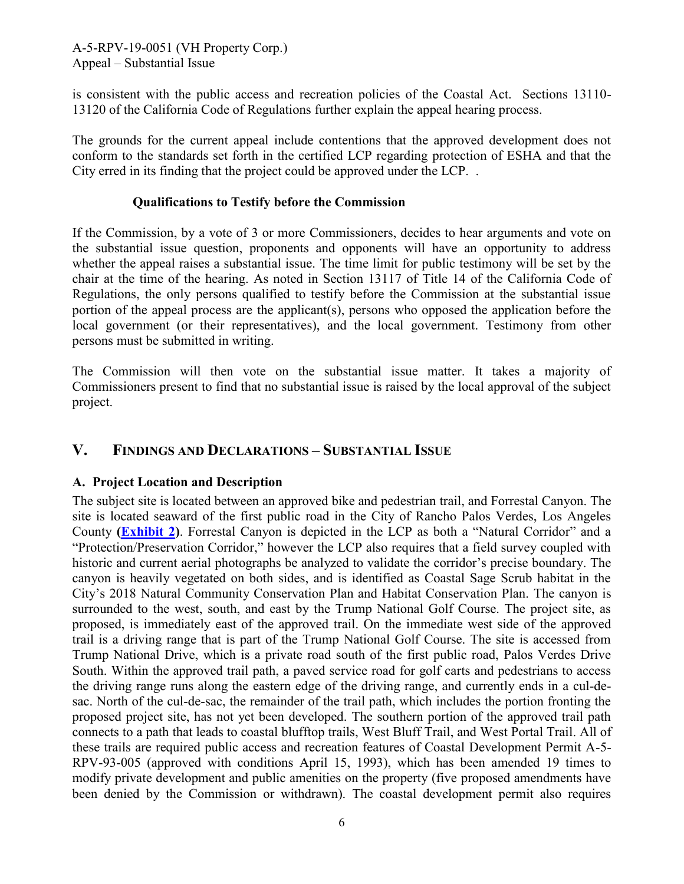is consistent with the public access and recreation policies of the Coastal Act. Sections 13110-13120 of the California Code of Regulations further explain the appeal hearing process.

The grounds for the current appeal include contentions that the approved development does not conform to the standards set forth in the certified LCP regarding protection of ESHA and that the City erred in its finding that the project could be approved under the LCP. .

### Qualifications to Testify before the Commission

If the Commission, by a vote of 3 or more Commissioners, decides to hear arguments and vote on the substantial issue question, proponents and opponents will have an opportunity to address whether the appeal raises a substantial issue. The time limit for public testimony will be set by the chair at the time of the hearing. As noted in Section 13117 of Title 14 of the California Code of Regulations, the only persons qualified to testify before the Commission at the substantial issue portion of the appeal process are the applicant(s), persons who opposed the application before the local government (or their representatives), and the local government. Testimony from other persons must be submitted in writing.

The Commission will then vote on the substantial issue matter. It takes a majority of Commissioners present to find that no substantial issue is raised by the local approval of the subject project.

## V. FINDINGS AND DECLARATIONS – SUBSTANTIAL ISSUE

### A. Project Location and Description

The subject site is located between an approved bike and pedestrian trail, and Forrestal Canyon. The site is located seaward of the first public road in the City of Rancho Palos Verdes, Los Angeles County (**Exhibit 2**). Forrestal Canyon is depicted in the LCP as both a "Natural Corridor" and a "Protection/Preservation Corridor," however the LCP also requires that a field survey coupled with historic and current aerial photographs be analyzed to validate the corridor's precise boundary. The canyon is heavily vegetated on both sides, and is identified as Coastal Sage Scrub habitat in the City's 2018 Natural Community Conservation Plan and Habitat Conservation Plan. The canyon is surrounded to the west, south, and east by the Trump National Golf Course. The project site, as proposed, is immediately east of the approved trail. On the immediate west side of the approved trail is a driving range that is part of the Trump National Golf Course. The site is accessed from Trump National Drive, which is a private road south of the first public road, Palos Verdes Drive South. Within the approved trail path, a paved service road for golf carts and pedestrians to access the driving range runs along the eastern edge of the driving range, and currently ends in a cul-de-sac. North of the cul-de-sac, the remainder of the trail path, which includes the portion fronting the proposed project site, has not yet been developed. The southern portion of the approved trail path connects to a path that leads to coastal blufftop trails, West Bluff Trail, and West Portal Trail. All of these trails are required public access and recreation features of Coastal Development Permit A-5-RPV-93-005 (approved with conditions April 15, 1993), which has been amended 19 times to modify private development and public amenities on the property (five proposed amendments have been denied by the Commission or withdrawn). The coastal development permit also requires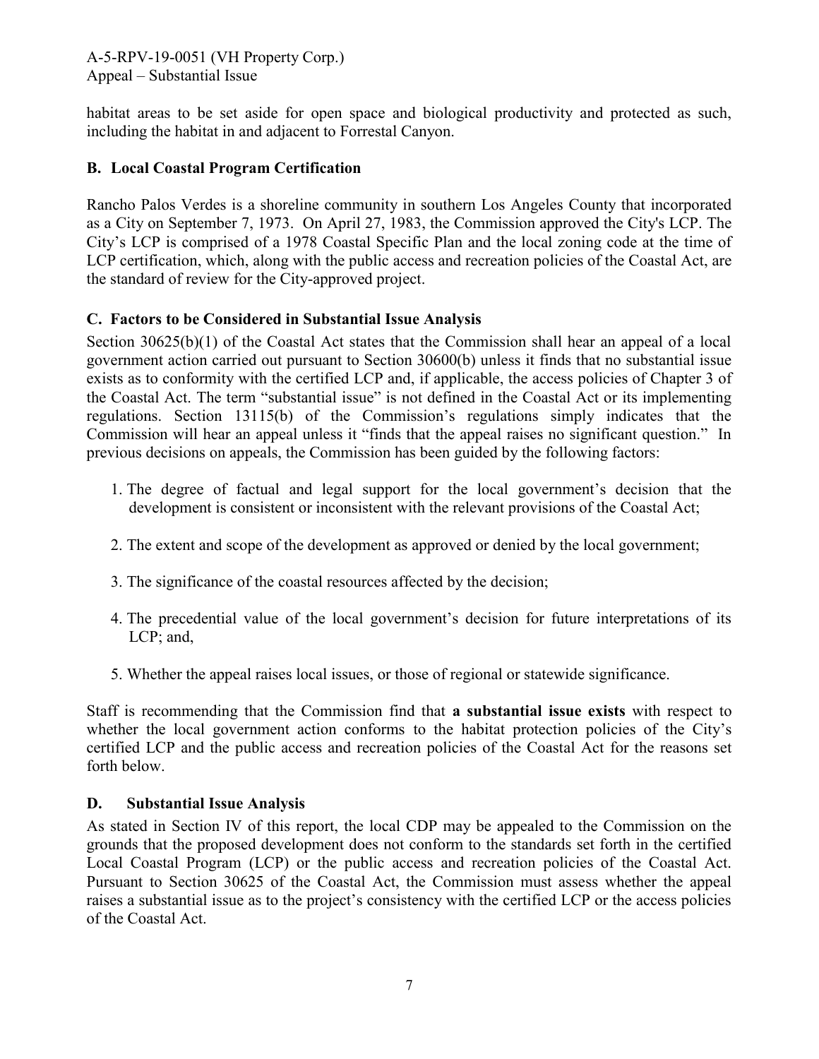habitat areas to be set aside for open space and biological productivity and protected as such, including the habitat in and adjacent to Forrestal Canyon.

## B. Local Coastal Program Certification

Rancho Palos Verdes is a shoreline community in southern Los Angeles County that incorporated as a City on September 7, 1973. On April 27, 1983, the Commission approved the City's LCP. The City's LCP is comprised of a 1978 Coastal Specific Plan and the local zoning code at the time of LCP certification, which, along with the public access and recreation policies of the Coastal Act, are the standard of review for the City-approved project.

## C. Factors to be Considered in Substantial Issue Analysis

Section 30625(b)(1) of the Coastal Act states that the Commission shall hear an appeal of a local government action carried out pursuant to Section 30600(b) unless it finds that no substantial issue exists as to conformity with the certified LCP and, if applicable, the access policies of Chapter 3 of the Coastal Act. The term "substantial issue" is not defined in the Coastal Act or its implementing regulations. Section 13115(b) of the Commission's regulations simply indicates that the Commission will hear an appeal unless it "finds that the appeal raises no significant question." In previous decisions on appeals, the Commission has been guided by the following factors:

1. The degree of factual and legal support for the local government's decision that the development is consistent or inconsistent with the relevant provisions of the Coastal Act;

2. The extent and scope of the development as approved or denied by the local government;

3. The significance of the coastal resources affected by the decision;

4. The precedential value of the local government's decision for future interpretations of its LCP; and,

5. Whether the appeal raises local issues, or those of regional or statewide significance.

Staff is recommending that the Commission find that **a substantial issue exists** with respect to whether the local government action conforms to the habitat protection policies of the City's certified LCP and the public access and recreation policies of the Coastal Act for the reasons set forth below.

## D. Substantial Issue Analysis

As stated in Section IV of this report, the local CDP may be appealed to the Commission on the grounds that the proposed development does not conform to the standards set forth in the certified Local Coastal Program (LCP) or the public access and recreation policies of the Coastal Act. Pursuant to Section 30625 of the Coastal Act, the Commission must assess whether the appeal raises a substantial issue as to the project's consistency with the certified LCP or the access policies of the Coastal Act.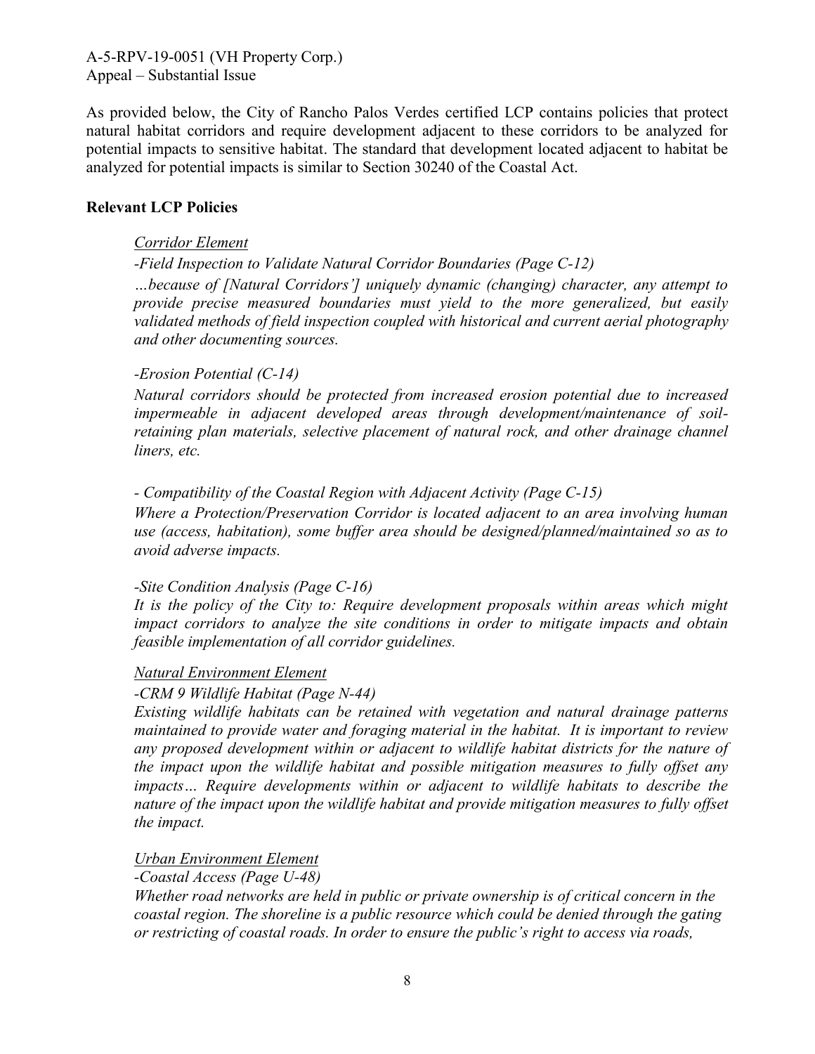As provided below, the City of Rancho Palos Verdes certified LCP contains policies that protect natural habitat corridors and require development adjacent to these corridors to be analyzed for potential impacts to sensitive habitat. The standard that development located adjacent to habitat be analyzed for potential impacts is similar to Section 30240 of the Coastal Act.

**Relevant LCP Policies**

*Corridor Element*

*-Field Inspection to Validate Natural Corridor Boundaries (Page C-12)*

*…because of [Natural Corridors'] uniquely dynamic (changing) character, any attempt to provide precise measured boundaries must yield to the more generalized, but easily validated methods of field inspection coupled with historical and current aerial photography and other documenting sources.*

*-Erosion Potential (C-14)*

*Natural corridors should be protected from increased erosion potential due to increased impermeable in adjacent developed areas through development/maintenance of soil-retaining plan materials, selective placement of natural rock, and other drainage channel liners, etc.*

*- Compatibility of the Coastal Region with Adjacent Activity (Page C-15)*

*Where a Protection/Preservation Corridor is located adjacent to an area involving human use (access, habitation), some buffer area should be designed/planned/maintained so as to avoid adverse impacts.*

*-Site Condition Analysis (Page C-16)*

*It is the policy of the City to: Require development proposals within areas which might impact corridors to analyze the site conditions in order to mitigate impacts and obtain feasible implementation of all corridor guidelines.*

*Natural Environment Element*

*-CRM 9 Wildlife Habitat (Page N-44)*

*Existing wildlife habitats can be retained with vegetation and natural drainage patterns maintained to provide water and foraging material in the habitat. It is important to review any proposed development within or adjacent to wildlife habitat districts for the nature of the impact upon the wildlife habitat and possible mitigation measures to fully offset any impacts… Require developments within or adjacent to wildlife habitats to describe the nature of the impact upon the wildlife habitat and provide mitigation measures to fully offset the impact.*

*Urban Environment Element*

*-Coastal Access (Page U-48)*

*Whether road networks are held in public or private ownership is of critical concern in the coastal region. The shoreline is a public resource which could be denied through the gating or restricting of coastal roads. In order to ensure the public's right to access via roads,*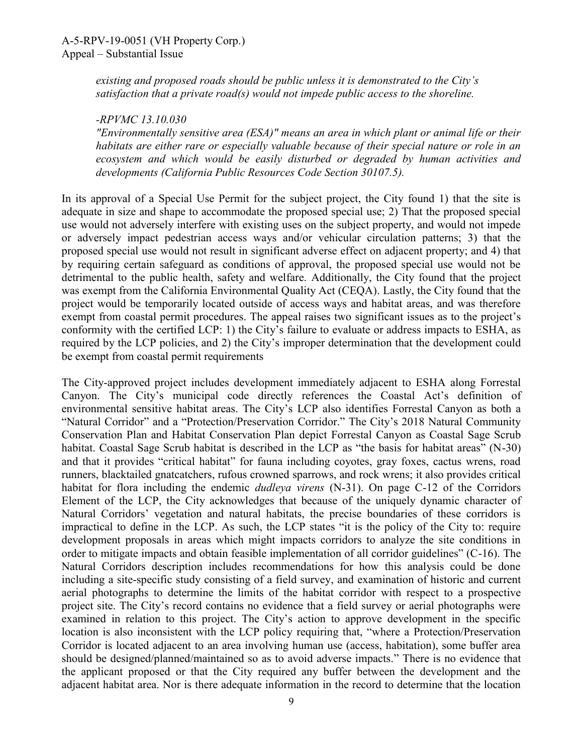*existing and proposed roads should be public unless it is demonstrated to the City's satisfaction that a private road(s) would not impede public access to the shoreline.*

*-RPVMC 13.10.030*

*"Environmentally sensitive area (ESA)" means an area in which plant or animal life or their habitats are either rare or especially valuable because of their special nature or role in an ecosystem and which would be easily disturbed or degraded by human activities and developments (California Public Resources Code Section 30107.5).*

In its approval of a Special Use Permit for the subject project, the City found 1) that the site is adequate in size and shape to accommodate the proposed special use; 2) That the proposed special use would not adversely interfere with existing uses on the subject property, and would not impede or adversely impact pedestrian access ways and/or vehicular circulation patterns; 3) that the proposed special use would not result in significant adverse effect on adjacent property; and 4) that by requiring certain safeguard as conditions of approval, the proposed special use would not be detrimental to the public health, safety and welfare. Additionally, the City found that the project was exempt from the California Environmental Quality Act (CEQA). Lastly, the City found that the project would be temporarily located outside of access ways and habitat areas, and was therefore exempt from coastal permit procedures. The appeal raises two significant issues as to the project's conformity with the certified LCP: 1) the City's failure to evaluate or address impacts to ESHA, as required by the LCP policies, and 2) the City's improper determination that the development could be exempt from coastal permit requirements

The City-approved project includes development immediately adjacent to ESHA along Forrestal Canyon. The City's municipal code directly references the Coastal Act's definition of environmental sensitive habitat areas. The City's LCP also identifies Forrestal Canyon as both a "Natural Corridor" and a "Protection/Preservation Corridor." The City's 2018 Natural Community Conservation Plan and Habitat Conservation Plan depict Forrestal Canyon as Coastal Sage Scrub habitat. Coastal Sage Scrub habitat is described in the LCP as "the basis for habitat areas" (N-30) and that it provides "critical habitat" for fauna including coyotes, gray foxes, cactus wrens, road runners, blacktailed gnatcatchers, rufous crowned sparrows, and rock wrens; it also provides critical habitat for flora including the endemic *dudleya virens* (N-31). On page C-12 of the Corridors Element of the LCP, the City acknowledges that because of the uniquely dynamic character of Natural Corridors' vegetation and natural habitats, the precise boundaries of these corridors is impractical to define in the LCP. As such, the LCP states "it is the policy of the City to: require development proposals in areas which might impacts corridors to analyze the site conditions in order to mitigate impacts and obtain feasible implementation of all corridor guidelines" (C-16). The Natural Corridors description includes recommendations for how this analysis could be done including a site-specific study consisting of a field survey, and examination of historic and current aerial photographs to determine the limits of the habitat corridor with respect to a prospective project site. The City's record contains no evidence that a field survey or aerial photographs were examined in relation to this project. The City's action to approve development in the specific location is also inconsistent with the LCP policy requiring that, "where a Protection/Preservation Corridor is located adjacent to an area involving human use (access, habitation), some buffer area should be designed/planned/maintained so as to avoid adverse impacts." There is no evidence that the applicant proposed or that the City required any buffer between the development and the adjacent habitat area. Nor is there adequate information in the record to determine that the location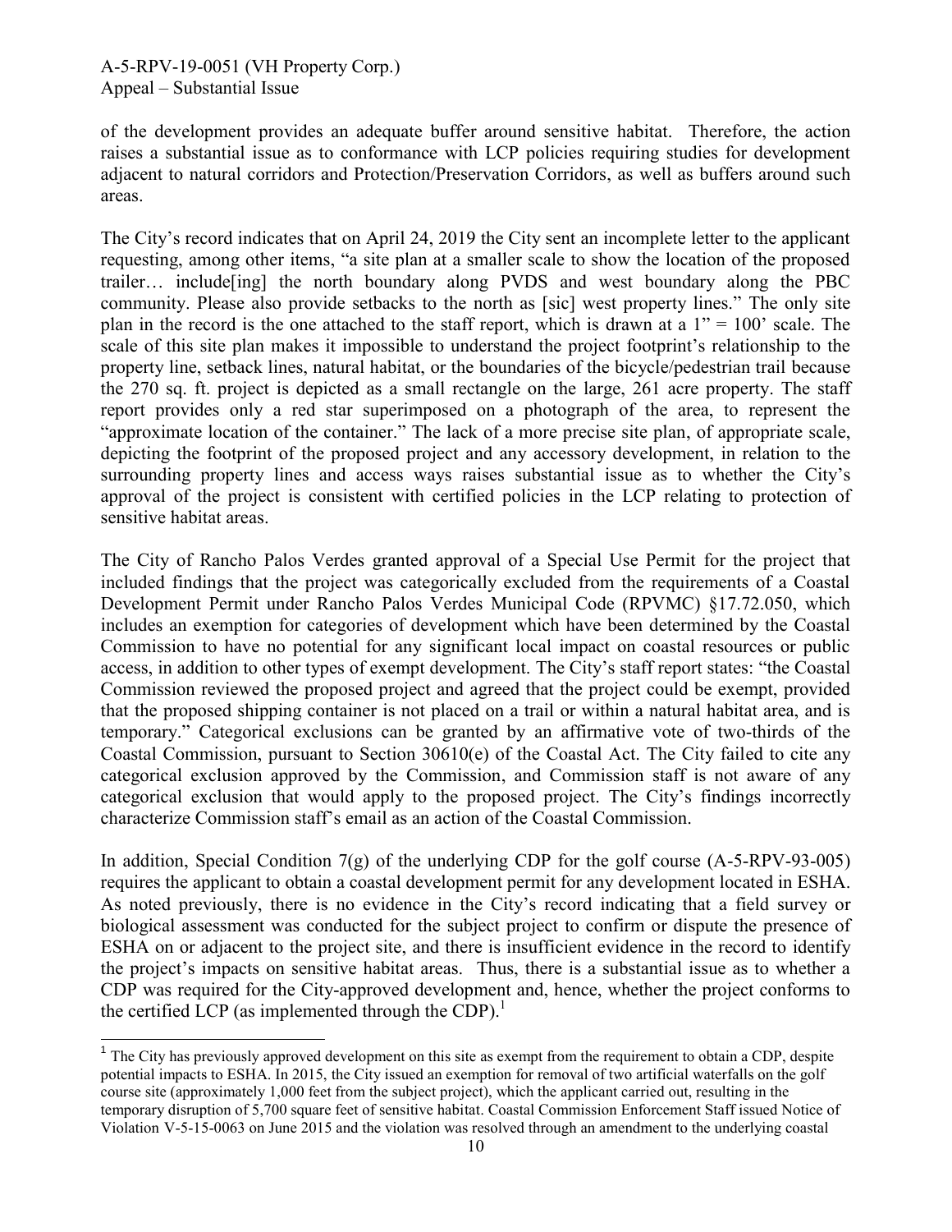of the development provides an adequate buffer around sensitive habitat. Therefore, the action raises a substantial issue as to conformance with LCP policies requiring studies for development adjacent to natural corridors and Protection/Preservation Corridors, as well as buffers around such areas.

The City's record indicates that on April 24, 2019 the City sent an incomplete letter to the applicant requesting, among other items, "a site plan at a smaller scale to show the location of the proposed trailer… include[ing] the north boundary along PVDS and west boundary along the PBC community. Please also provide setbacks to the north as [sic] west property lines." The only site plan in the record is the one attached to the staff report, which is drawn at a 1" = 100' scale. The scale of this site plan makes it impossible to understand the project footprint's relationship to the property line, setback lines, natural habitat, or the boundaries of the bicycle/pedestrian trail because the 270 sq. ft. project is depicted as a small rectangle on the large, 261 acre property. The staff report provides only a red star superimposed on a photograph of the area, to represent the "approximate location of the container." The lack of a more precise site plan, of appropriate scale, depicting the footprint of the proposed project and any accessory development, in relation to the surrounding property lines and access ways raises substantial issue as to whether the City's approval of the project is consistent with certified policies in the LCP relating to protection of sensitive habitat areas.

The City of Rancho Palos Verdes granted approval of a Special Use Permit for the project that included findings that the project was categorically excluded from the requirements of a Coastal Development Permit under Rancho Palos Verdes Municipal Code (RPVMC) §17.72.050, which includes an exemption for categories of development which have been determined by the Coastal Commission to have no potential for any significant local impact on coastal resources or public access, in addition to other types of exempt development. The City's staff report states: "the Coastal Commission reviewed the proposed project and agreed that the project could be exempt, provided that the proposed shipping container is not placed on a trail or within a natural habitat area, and is temporary." Categorical exclusions can be granted by an affirmative vote of two-thirds of the Coastal Commission, pursuant to Section 30610(e) of the Coastal Act. The City failed to cite any categorical exclusion approved by the Commission, and Commission staff is not aware of any categorical exclusion that would apply to the proposed project. The City's findings incorrectly characterize Commission staff's email as an action of the Coastal Commission.

In addition, Special Condition 7(g) of the underlying CDP for the golf course (A-5-RPV-93-005) requires the applicant to obtain a coastal development permit for any development located in ESHA. As noted previously, there is no evidence in the City's record indicating that a field survey or biological assessment was conducted for the subject project to confirm or dispute the presence of ESHA on or adjacent to the project site, and there is insufficient evidence in the record to identify the project's impacts on sensitive habitat areas. Thus, there is a substantial issue as to whether a CDP was required for the City-approved development and, hence, whether the project conforms to the certified LCP (as implemented through the CDP).[1]

[1] The City has previously approved development on this site as exempt from the requirement to obtain a CDP, despite potential impacts to ESHA. In 2015, the City issued an exemption for removal of two artificial waterfalls on the golf course site (approximately 1,000 feet from the subject project), which the applicant carried out, resulting in the temporary disruption of 5,700 square feet of sensitive habitat. Coastal Commission Enforcement Staff issued Notice of Violation V-5-15-0063 on June 2015 and the violation was resolved through an amendment to the underlying coastal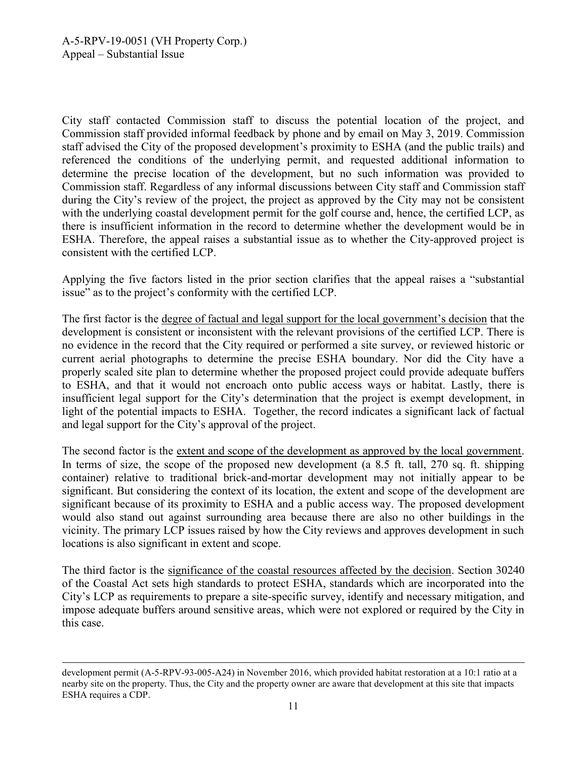City staff contacted Commission staff to discuss the potential location of the project, and Commission staff provided informal feedback by phone and by email on May 3, 2019. Commission staff advised the City of the proposed development's proximity to ESHA (and the public trails) and referenced the conditions of the underlying permit, and requested additional information to determine the precise location of the development, but no such information was provided to Commission staff. Regardless of any informal discussions between City staff and Commission staff during the City's review of the project, the project as approved by the City may not be consistent with the underlying coastal development permit for the golf course and, hence, the certified LCP, as there is insufficient information in the record to determine whether the development would be in ESHA. Therefore, the appeal raises a substantial issue as to whether the City-approved project is consistent with the certified LCP.

Applying the five factors listed in the prior section clarifies that the appeal raises a "substantial issue" as to the project's conformity with the certified LCP.

The first factor is the <u>degree of factual and legal support for the local government's decision</u> that the development is consistent or inconsistent with the relevant provisions of the certified LCP. There is no evidence in the record that the City required or performed a site survey, or reviewed historic or current aerial photographs to determine the precise ESHA boundary. Nor did the City have a properly scaled site plan to determine whether the proposed project could provide adequate buffers to ESHA, and that it would not encroach onto public access ways or habitat. Lastly, there is insufficient legal support for the City's determination that the project is exempt development, in light of the potential impacts to ESHA. Together, the record indicates a significant lack of factual and legal support for the City's approval of the project.

The second factor is the <u>extent and scope of the development as approved by the local government</u>. In terms of size, the scope of the proposed new development (a 8.5 ft. tall, 270 sq. ft. shipping container) relative to traditional brick-and-mortar development may not initially appear to be significant. But considering the context of its location, the extent and scope of the development are significant because of its proximity to ESHA and a public access way. The proposed development would also stand out against surrounding area because there are also no other buildings in the vicinity. The primary LCP issues raised by how the City reviews and approves development in such locations is also significant in extent and scope.

The third factor is the <u>significance of the coastal resources affected by the decision</u>. Section 30240 of the Coastal Act sets high standards to protect ESHA, standards which are incorporated into the City's LCP as requirements to prepare a site-specific survey, identify and necessary mitigation, and impose adequate buffers around sensitive areas, which were not explored or required by the City in this case.

---

development permit (A-5-RPV-93-005-A24) in November 2016, which provided habitat restoration at a 10:1 ratio at a nearby site on the property. Thus, the City and the property owner are aware that development at this site that impacts ESHA requires a CDP.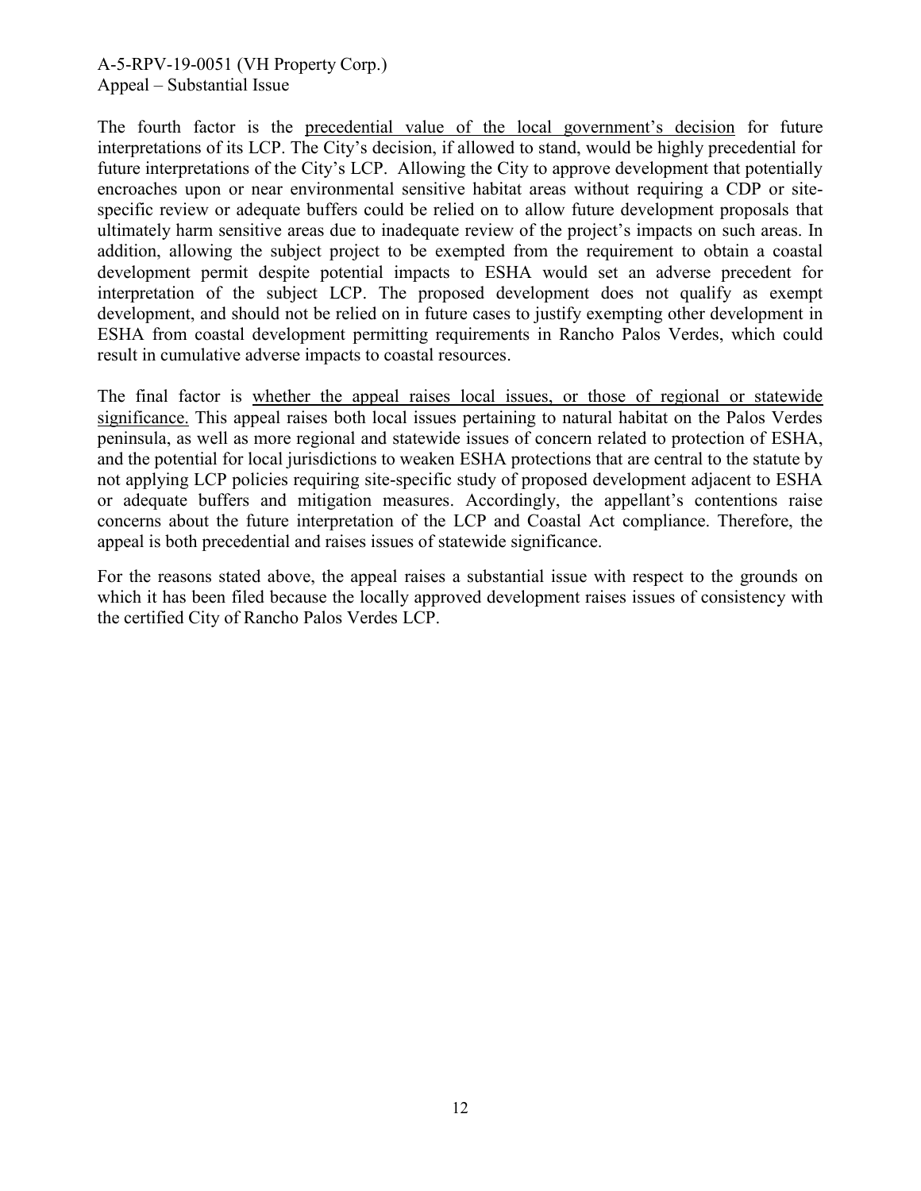The fourth factor is the precedential value of the local government's decision for future interpretations of its LCP. The City's decision, if allowed to stand, would be highly precedential for future interpretations of the City's LCP. Allowing the City to approve development that potentially encroaches upon or near environmental sensitive habitat areas without requiring a CDP or site-specific review or adequate buffers could be relied on to allow future development proposals that ultimately harm sensitive areas due to inadequate review of the project's impacts on such areas. In addition, allowing the subject project to be exempted from the requirement to obtain a coastal development permit despite potential impacts to ESHA would set an adverse precedent for interpretation of the subject LCP. The proposed development does not qualify as exempt development, and should not be relied on in future cases to justify exempting other development in ESHA from coastal development permitting requirements in Rancho Palos Verdes, which could result in cumulative adverse impacts to coastal resources.

The final factor is whether the appeal raises local issues, or those of regional or statewide significance. This appeal raises both local issues pertaining to natural habitat on the Palos Verdes peninsula, as well as more regional and statewide issues of concern related to protection of ESHA, and the potential for local jurisdictions to weaken ESHA protections that are central to the statute by not applying LCP policies requiring site-specific study of proposed development adjacent to ESHA or adequate buffers and mitigation measures. Accordingly, the appellant's contentions raise concerns about the future interpretation of the LCP and Coastal Act compliance. Therefore, the appeal is both precedential and raises issues of statewide significance.

For the reasons stated above, the appeal raises a substantial issue with respect to the grounds on which it has been filed because the locally approved development raises issues of consistency with the certified City of Rancho Palos Verdes LCP.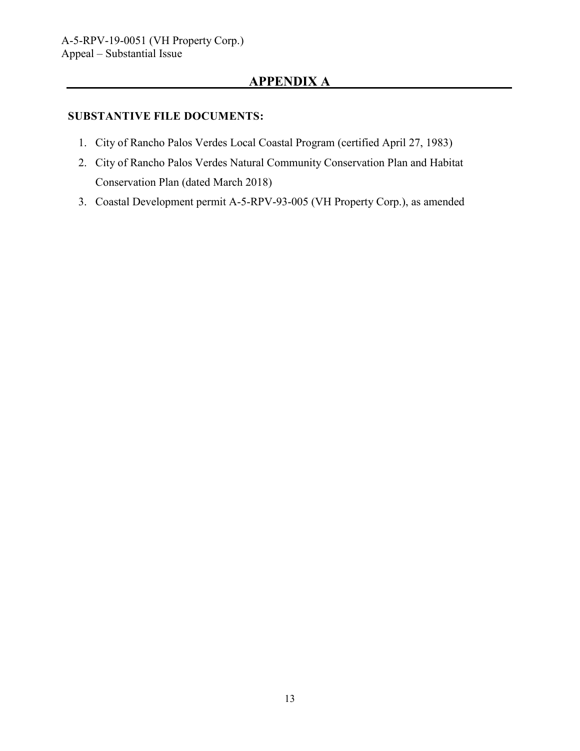# APPENDIX A

**SUBSTANTIVE FILE DOCUMENTS:**

1. City of Rancho Palos Verdes Local Coastal Program (certified April 27, 1983)
2. City of Rancho Palos Verdes Natural Community Conservation Plan and Habitat Conservation Plan (dated March 2018)
3. Coastal Development permit A-5-RPV-93-005 (VH Property Corp.), as amended